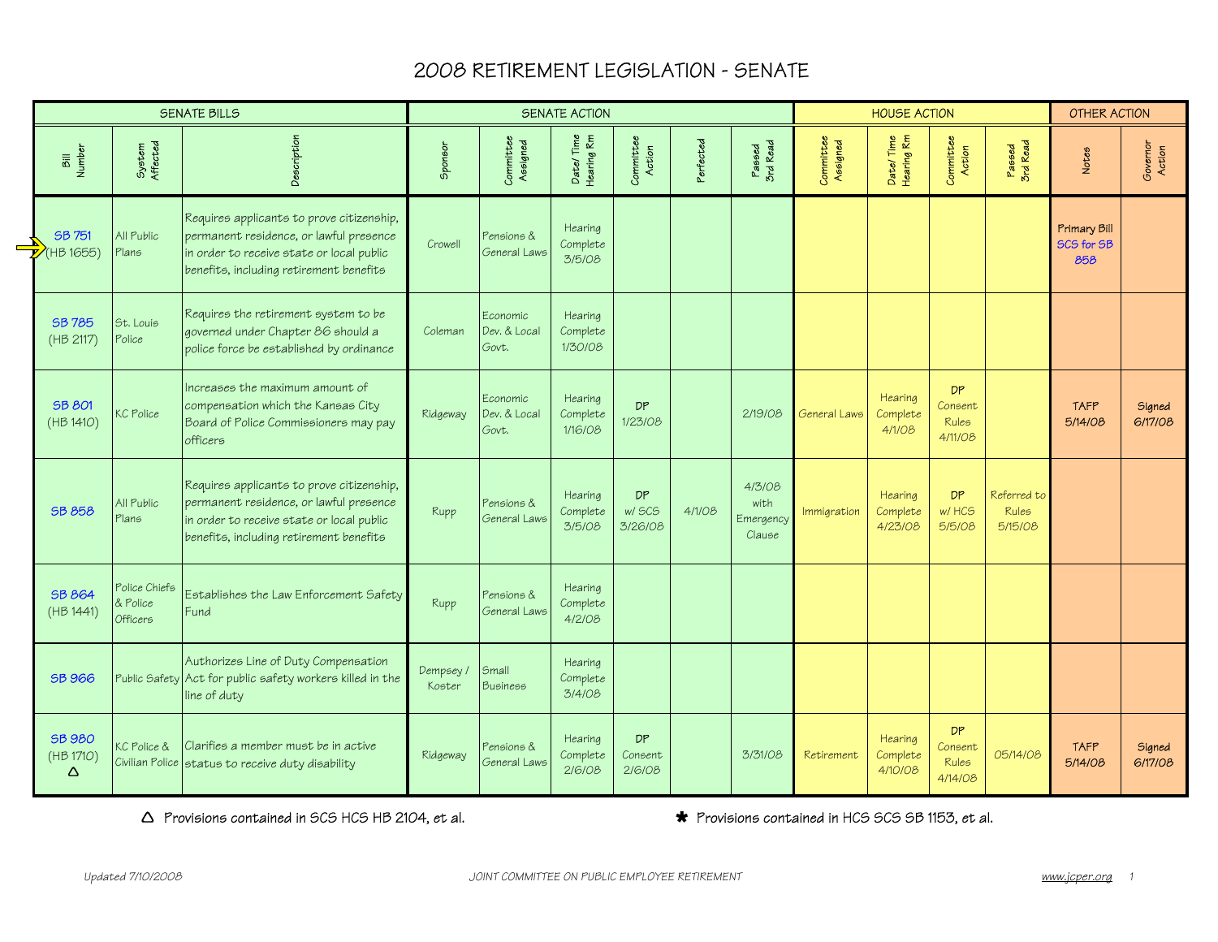# 2008 RETIREMENT LEGISLATION - SENATE

| SENATE BILLS | | | SENATE ACTION | | | | | | HOUSE ACTION | | | | OTHER ACTION | |
|---|---|---|---|---|---|---|---|---|---|---|---|---|---|---|
| Bill Number | System Affected | Description | Sponsor | Committee Assigned | Date/ Time Hearing Rm | Committee Action | Perfected | Passed 3rd Read | Committee Assigned | Date/ Time Hearing Rm | Committee Action | Passed 3rd Read | Notes | Governor Action |
| SB 751 (HB 1655) | All Public Plans | Requires applicants to prove citizenship, permanent residence, or lawful presence in order to receive state or local public benefits, including retirement benefits | Crowell | Pensions & General Laws | Hearing Complete 3/5/08 | | | | | | | | **Primary Bill** SCS for SB 858 | |
| SB 785 (HB 2117) | St. Louis Police | Requires the retirement system to be governed under Chapter 86 should a police force be established by ordinance | Coleman | Economic Dev. & Local Govt. | Hearing Complete 1/30/08 | | | | | | | | | |
| SB 801 (HB 1410) | KC Police | Increases the maximum amount of compensation which the Kansas City Board of Police Commissioners may pay officers | Ridgeway | Economic Dev. & Local Govt. | Hearing Complete 1/16/08 | DP 1/23/08 | | 2/19/08 | General Laws | Hearing Complete 4/1/08 | DP Consent Rules 4/11/08 | | TAFP 5/14/08 | Signed 6/17/08 |
| SB 858 | All Public Plans | Requires applicants to prove citizenship, permanent residence, or lawful presence in order to receive state or local public benefits, including retirement benefits | Rupp | Pensions & General Laws | Hearing Complete 3/5/08 | DP w/ SCS 3/26/08 | 4/1/08 | 4/3/08 with Emergency Clause | Immigration | Hearing Complete 4/23/08 | DP w/ HCS 5/5/08 | Referred to Rules 5/15/08 | | |
| SB 864 (HB 1441) | Police Chiefs & Police Officers | Establishes the Law Enforcement Safety Fund | Rupp | Pensions & General Laws | Hearing Complete 4/2/08 | | | | | | | | | |
| SB 966 | Public Safety | Authorizes Line of Duty Compensation Act for public safety workers killed in the line of duty | Dempsey / Koster | Small Business | Hearing Complete 3/4/08 | | | | | | | | | |
| SB 980 (HB 1710) △ | KC Police & Civilian Police | Clarifies a member must be in active status to receive duty disability | Ridgeway | Pensions & General Laws | Hearing Complete 2/6/08 | DP Consent 2/6/08 | | 3/31/08 | Retirement | Hearing Complete 4/10/08 | DP Consent Rules 4/14/08 | 05/14/08 | TAFP 5/14/08 | Signed 6/17/08 |

△ Provisions contained in SCS HCS HB 2104, et al.

✱ Provisions contained in HCS SCS SB 1153, et al.

Updated 7/10/2008 JOINT COMMITTEE ON PUBLIC EMPLOYEE RETIREMENT www.jcper.org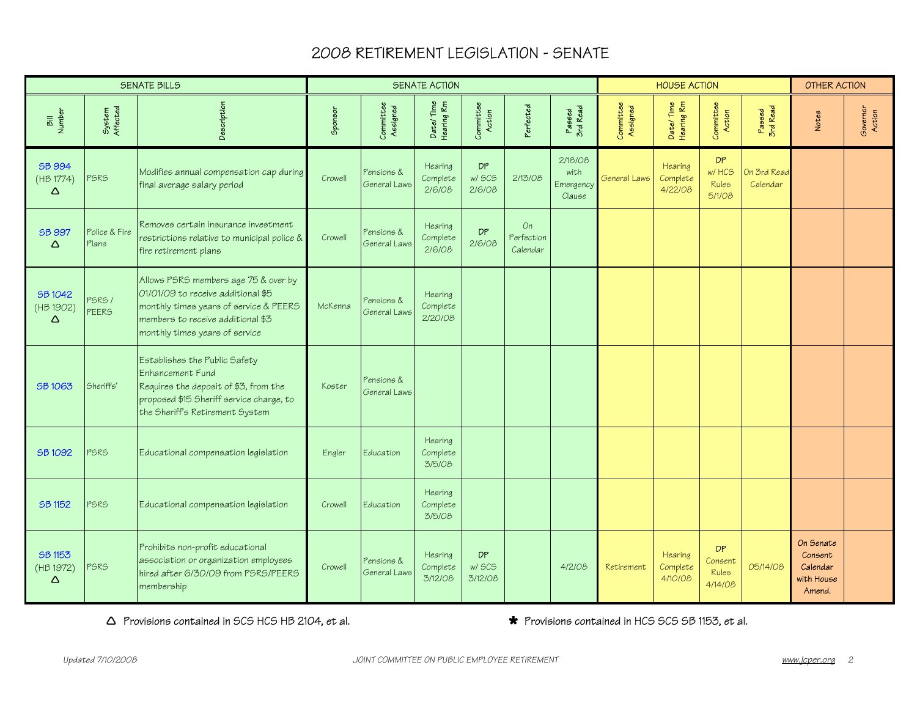# 2008 RETIREMENT LEGISLATION - SENATE

| SENATE BILLS | | | SENATE ACTION | | | | | | HOUSE ACTION | | | | OTHER ACTION | |
|---|---|---|---|---|---|---|---|---|---|---|---|---|---|---|
| Bill Number | System Affected | Description | Sponsor | Committee Assigned | Date/ Time Hearing Rm | Committee Action | Perfected | Passed 3rd Read | Committee Assigned | Date/ Time Hearing Rm | Committee Action | Passed 3rd Read | Notes | Governor Action |
| SB 994 (HB 1774) △ | PSRS | Modifies annual compensation cap during final average salary period | Crowell | Pensions & General Laws | Hearing Complete 2/6/08 | DP w/ SCS 2/6/08 | 2/13/08 | 2/18/08 with Emergency Clause | General Laws | Hearing Complete 4/22/08 | DP w/ HCS Rules 5/1/08 | On 3rd Read Calendar | | |
| SB 997 △ | Police & Fire Plans | Removes certain insurance investment restrictions relative to municipal police & fire retirement plans | Crowell | Pensions & General Laws | Hearing Complete 2/6/08 | DP 2/6/08 | On Perfection Calendar | | | | | | | |
| SB 1042 (HB 1902) △ | PSRS / PEERS | Allows PSRS members age 75 & over by 01/01/09 to receive additional $5 monthly times years of service & PEERS members to receive additional $3 monthly times years of service | McKenna | Pensions & General Laws | Hearing Complete 2/20/08 | | | | | | | | | |
| SB 1063 | Sheriffs' | Establishes the Public Safety Enhancement Fund<br>Requires the deposit of $3, from the proposed $15 Sheriff service charge, to the Sheriff's Retirement System | Koster | Pensions & General Laws | | | | | | | | | | |
| SB 1092 | PSRS | Educational compensation legislation | Engler | Education | Hearing Complete 3/5/08 | | | | | | | | | |
| SB 1152 | PSRS | Educational compensation legislation | Crowell | Education | Hearing Complete 3/5/08 | | | | | | | | | |
| SB 1153 (HB 1972) △ | PSRS | Prohibits non-profit educational association or organization employees hired after 6/30/09 from PSRS/PEERS membership | Crowell | Pensions & General Laws | Hearing Complete 3/12/08 | DP w/ SCS 3/12/08 | | 4/2/08 | Retirement | Hearing Complete 4/10/08 | DP Consent Rules 4/14/08 | 05/14/08 | On Senate Consent Calendar with House Amend. | |

△ Provisions contained in SCS HCS HB 2104, et al.

✱ Provisions contained in HCS SCS SB 1153, et al.

*Updated 7/10/2008* — *JOINT COMMITTEE ON PUBLIC EMPLOYEE RETIREMENT* — www.jcper.org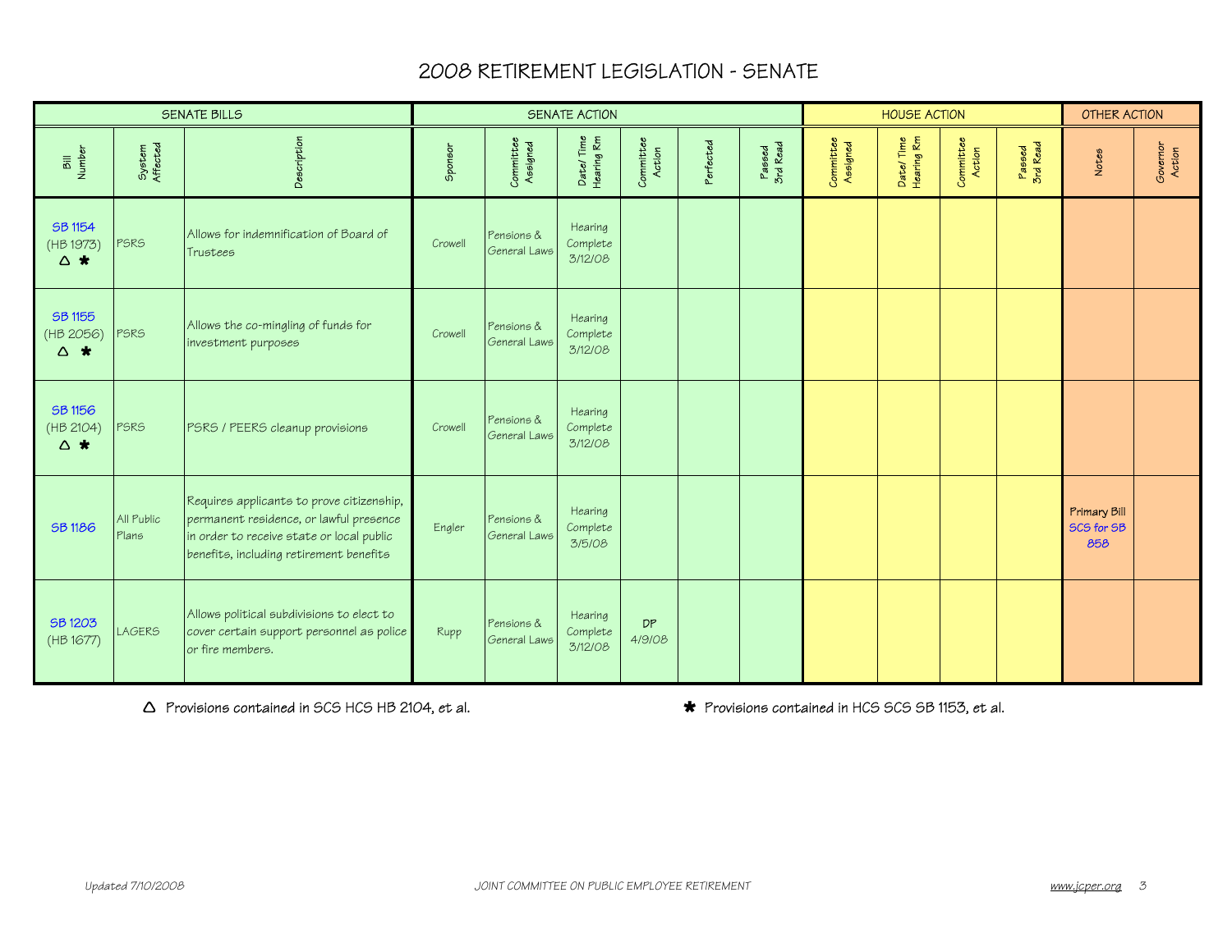# 2008 RETIREMENT LEGISLATION - SENATE

| SENATE BILLS | | | SENATE ACTION | | | | | | HOUSE ACTION | | | | OTHER ACTION | |
|---|---|---|---|---|---|---|---|---|---|---|---|---|---|---|
| Bill Number | System Affected | Description | Sponsor | Committee Assigned | Date/ Time Hearing Rm | Committee Action | Perfected | Passed 3rd Read | Committee Assigned | Date/ Time Hearing Rm | Committee Action | Passed 3rd Read | Notes | Governor Action |
| SB 1154 (HB 1973) △ ✱ | PSRS | Allows for indemnification of Board of Trustees | Crowell | Pensions & General Laws | Hearing Complete 3/12/08 | | | | | | | | | |
| SB 1155 (HB 2056) △ ✱ | PSRS | Allows the co-mingling of funds for investment purposes | Crowell | Pensions & General Laws | Hearing Complete 3/12/08 | | | | | | | | | |
| SB 1156 (HB 2104) △ ✱ | PSRS | PSRS / PEERS cleanup provisions | Crowell | Pensions & General Laws | Hearing Complete 3/12/08 | | | | | | | | | |
| SB 1186 | All Public Plans | Requires applicants to prove citizenship, permanent residence, or lawful presence in order to receive state or local public benefits, including retirement benefits | Engler | Pensions & General Laws | Hearing Complete 3/5/08 | | | | | | | | Primary Bill SCS for SB 858 | |
| SB 1203 (HB 1677) | LAGERS | Allows political subdivisions to elect to cover certain support personnel as police or fire members. | Rupp | Pensions & General Laws | Hearing Complete 3/12/08 | DP 4/9/08 | | | | | | | | |

△ Provisions contained in SCS HCS HB 2104, et al.

✱ Provisions contained in HCS SCS SB 1153, et al.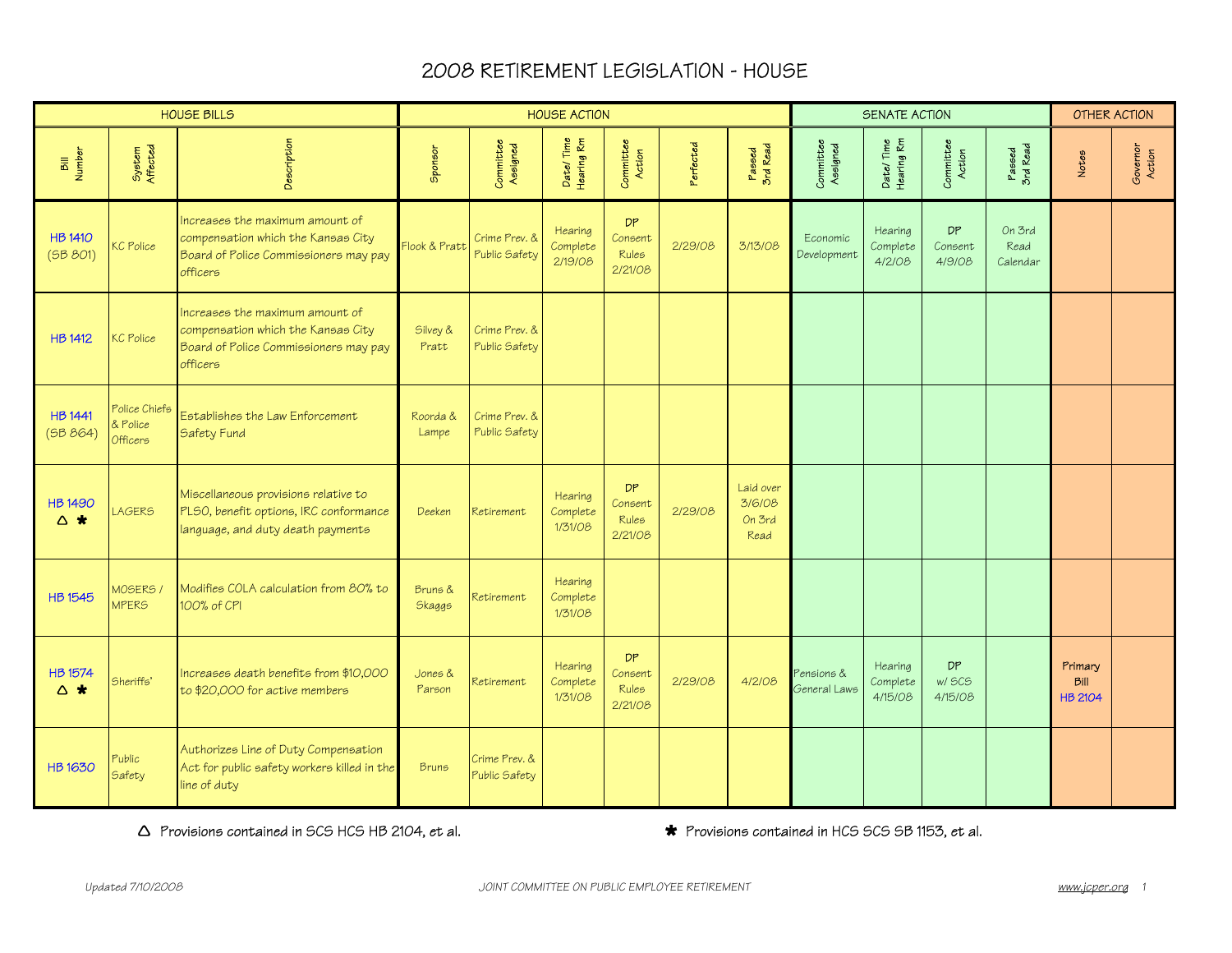# 2008 RETIREMENT LEGISLATION - HOUSE

| HOUSE BILLS | | | HOUSE ACTION | | | | | | SENATE ACTION | | | | OTHER ACTION | |
|---|---|---|---|---|---|---|---|---|---|---|---|---|---|---|
| Bill Number | System Affected | Description | Sponsor | Committee Assigned | Date/ Time Hearing Rm | Committee Action | Perfected | Passed 3rd Read | Committee Assigned | Date/ Time Hearing Rm | Committee Action | Passed 3rd Read | Notes | Governor Action |
| HB 1410 (SB 801) | KC Police | Increases the maximum amount of compensation which the Kansas City Board of Police Commissioners may pay officers | Flook & Pratt | Crime Prev. & Public Safety | Hearing Complete 2/19/08 | DP Consent Rules 2/21/08 | 2/29/08 | 3/13/08 | Economic Development | Hearing Complete 4/2/08 | DP Consent 4/9/08 | On 3rd Read Calendar | | |
| HB 1412 | KC Police | Increases the maximum amount of compensation which the Kansas City Board of Police Commissioners may pay officers | Silvey & Pratt | Crime Prev. & Public Safety | | | | | | | | | | |
| HB 1441 (SB 864) | Police Chiefs & Police Officers | Establishes the Law Enforcement Safety Fund | Roorda & Lampe | Crime Prev. & Public Safety | | | | | | | | | | |
| HB 1490 △ ✱ | LAGERS | Miscellaneous provisions relative to PLSO, benefit options, IRC conformance language, and duty death payments | Deeken | Retirement | Hearing Complete 1/31/08 | DP Consent Rules 2/21/08 | 2/29/08 | Laid over 3/6/08 On 3rd Read | | | | | | |
| HB 1545 | MOSERS / MPERS | Modifies COLA calculation from 80% to 100% of CPI | Bruns & Skaggs | Retirement | Hearing Complete 1/31/08 | | | | | | | | | |
| HB 1574 △ ✱ | Sheriffs' | Increases death benefits from $10,000 to $20,000 for active members | Jones & Parson | Retirement | Hearing Complete 1/31/08 | DP Consent Rules 2/21/08 | 2/29/08 | 4/2/08 | Pensions & General Laws | Hearing Complete 4/15/08 | DP w/ SCS 4/15/08 | | **Primary Bill** HB 2104 | |
| HB 1630 | Public Safety | Authorizes Line of Duty Compensation Act for public safety workers killed in the line of duty | Bruns | Crime Prev. & Public Safety | | | | | | | | | | |

△ Provisions contained in SCS HCS HB 2104, et al.

✱ Provisions contained in HCS SCS SB 1153, et al.

Updated 7/10/2008 — JOINT COMMITTEE ON PUBLIC EMPLOYEE RETIREMENT — www.jcper.org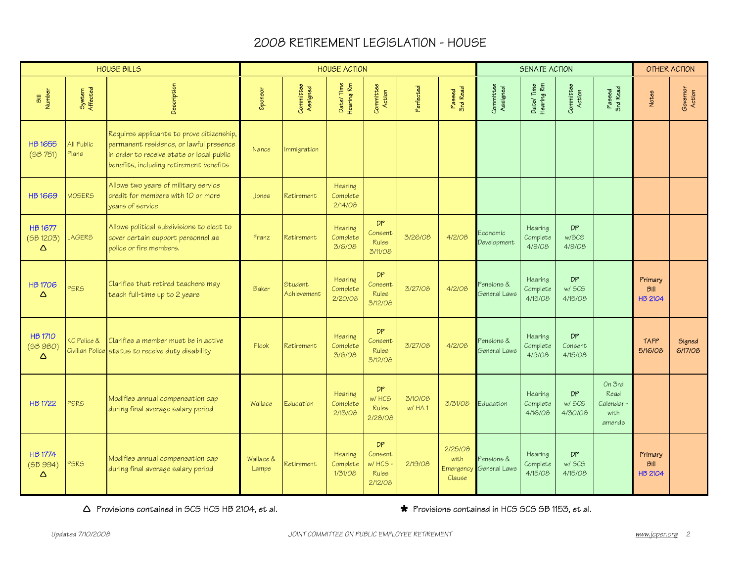# 2008 RETIREMENT LEGISLATION - HOUSE

| HOUSE BILLS | | | HOUSE ACTION | | | | | | SENATE ACTION | | | | OTHER ACTION | |
|---|---|---|---|---|---|---|---|---|---|---|---|---|---|---|
| Bill Number | System Affected | Description | Sponsor | Committee Assigned | Date/ Time Hearing Rm | Committee Action | Perfected | Passed 3rd Read | Committee Assigned | Date/ Time Hearing Rm | Committee Action | Passed 3rd Read | Notes | Governor Action |
| HB 1655 (SB 751) | All Public Plans | Requires applicants to prove citizenship, permanent residence, or lawful presence in order to receive state or local public benefits, including retirement benefits | Nance | Immigration | | | | | | | | | | |
| HB 1669 | MOSERS | Allows two years of military service credit for members with 10 or more years of service | Jones | Retirement | Hearing Complete 2/14/08 | | | | | | | | | |
| HB 1677 (SB 1203) △ | LAGERS | Allows political subdivisions to elect to cover certain support personnel as police or fire members. | Franz | Retirement | Hearing Complete 3/6/08 | DP Consent Rules 3/11/08 | 3/26/08 | 4/2/08 | Economic Development | Hearing Complete 4/9/08 | DP w/SCS 4/9/08 | | | |
| HB 1706 △ | PSRS | Clarifies that retired teachers may teach full-time up to 2 years | Baker | Student Achievement | Hearing Complete 2/20/08 | DP Consent Rules 3/12/08 | 3/27/08 | 4/2/08 | Pensions & General Laws | Hearing Complete 4/15/08 | DP w/ SCS 4/15/08 | | Primary Bill HB 2104 | |
| HB 1710 (SB 980) △ | KC Police & Civilian Police | Clarifies a member must be in active status to receive duty disability | Flook | Retirement | Hearing Complete 3/6/08 | DP Consent Rules 3/12/08 | 3/27/08 | 4/2/08 | Pensions & General Laws | Hearing Complete 4/9/08 | DP Consent 4/15/08 | | TAFP 5/16/08 | Signed 6/17/08 |
| HB 1722 | PSRS | Modifies annual compensation cap during final average salary period | Wallace | Education | Hearing Complete 2/13/08 | DP w/ HCS Rules 2/28/08 | 3/10/08 w/ HA 1 | 3/31/08 | Education | Hearing Complete 4/16/08 | DP w/ SCS 4/30/08 | On 3rd Read Calendar - with amends | | |
| HB 1774 (SB 994) △ | PSRS | Modifies annual compensation cap during final average salary period | Wallace & Lampe | Retirement | Hearing Complete 1/31/08 | DP Consent w/ HCS - Rules 2/12/08 | 2/19/08 | 2/25/08 with Emergency Clause | Pensions & General Laws | Hearing Complete 4/15/08 | DP w/ SCS 4/15/08 | | Primary Bill HB 2104 | |

△ Provisions contained in SCS HCS HB 2104, et al.

✱ Provisions contained in HCS SCS SB 1153, et al.

*Updated 7/10/2008* JOINT COMMITTEE ON PUBLIC EMPLOYEE RETIREMENT www.jcper.org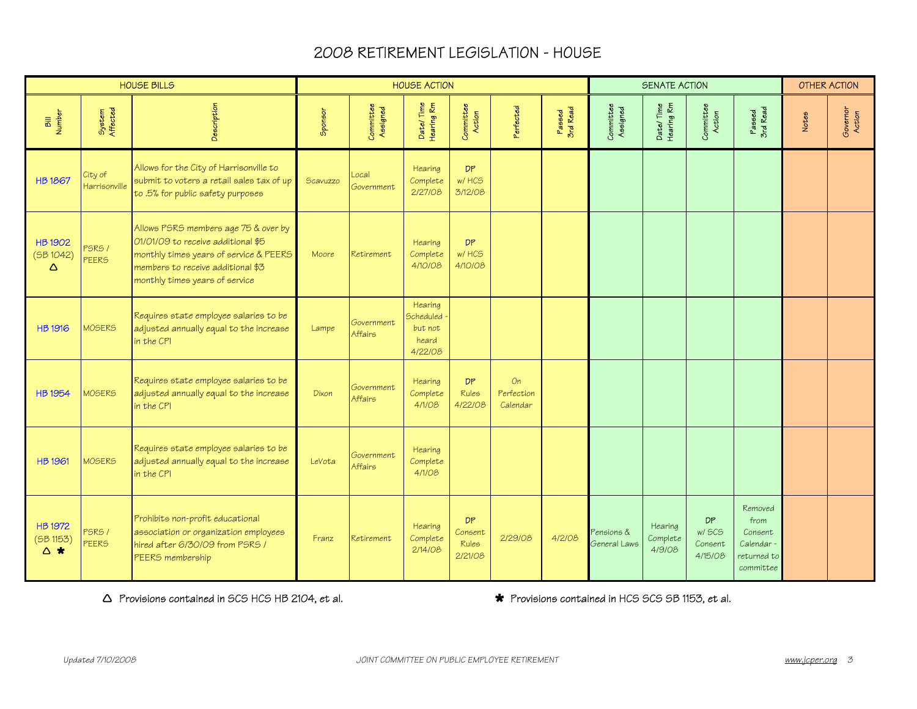# 2008 RETIREMENT LEGISLATION - HOUSE

| HOUSE BILLS | | | HOUSE ACTION | | | | | | SENATE ACTION | | | | OTHER ACTION | |
|---|---|---|---|---|---|---|---|---|---|---|---|---|---|---|
| Bill Number | System Affected | Description | Sponsor | Committee Assigned | Date/ Time Hearing Rm | Committee Action | Perfected | Passed 3rd Read | Committee Assigned | Date/ Time Hearing Rm | Committee Action | Passed 3rd Read | Notes | Governor Action |
| HB 1867 | City of Harrisonville | Allows for the City of Harrisonville to submit to voters a retail sales tax of up to .5% for public safety purposes | Scavuzzo | Local Government | Hearing Complete 2/27/08 | DP w/ HCS 3/12/08 | | | | | | | | |
| HB 1902 (SB 1042) △ | PSRS / PEERS | Allows PSRS members age 75 & over by 01/01/09 to receive additional $5 monthly times years of service & PEERS members to receive additional $3 monthly times years of service | Moore | Retirement | Hearing Complete 4/10/08 | DP w/ HCS 4/10/08 | | | | | | | | |
| HB 1916 | MOSERS | Requires state employee salaries to be adjusted annually equal to the increase in the CPI | Lampe | Government Affairs | Hearing Scheduled - but not heard 4/22/08 | | | | | | | | | |
| HB 1954 | MOSERS | Requires state employee salaries to be adjusted annually equal to the increase in the CPI | Dixon | Government Affairs | Hearing Complete 4/1/08 | DP Rules 4/22/08 | On Perfection Calendar | | | | | | | |
| HB 1961 | MOSERS | Requires state employee salaries to be adjusted annually equal to the increase in the CPI | LeVota | Government Affairs | Hearing Complete 4/1/08 | | | | | | | | | |
| HB 1972 (SB 1153) △ ✱ | PSRS / PEERS | Prohibits non-profit educational association or organization employees hired after 6/30/09 from PSRS / PEERS membership | Franz | Retirement | Hearing Complete 2/14/08 | DP Consent Rules 2/21/08 | 2/29/08 | 4/2/08 | Pensions & General Laws | Hearing Complete 4/9/08 | DP w/ SCS Consent 4/15/08 | Removed from Consent Calendar - returned to committee | | |

△ Provisions contained in SCS HCS HB 2104, et al.

✱ Provisions contained in HCS SCS SB 1153, et al.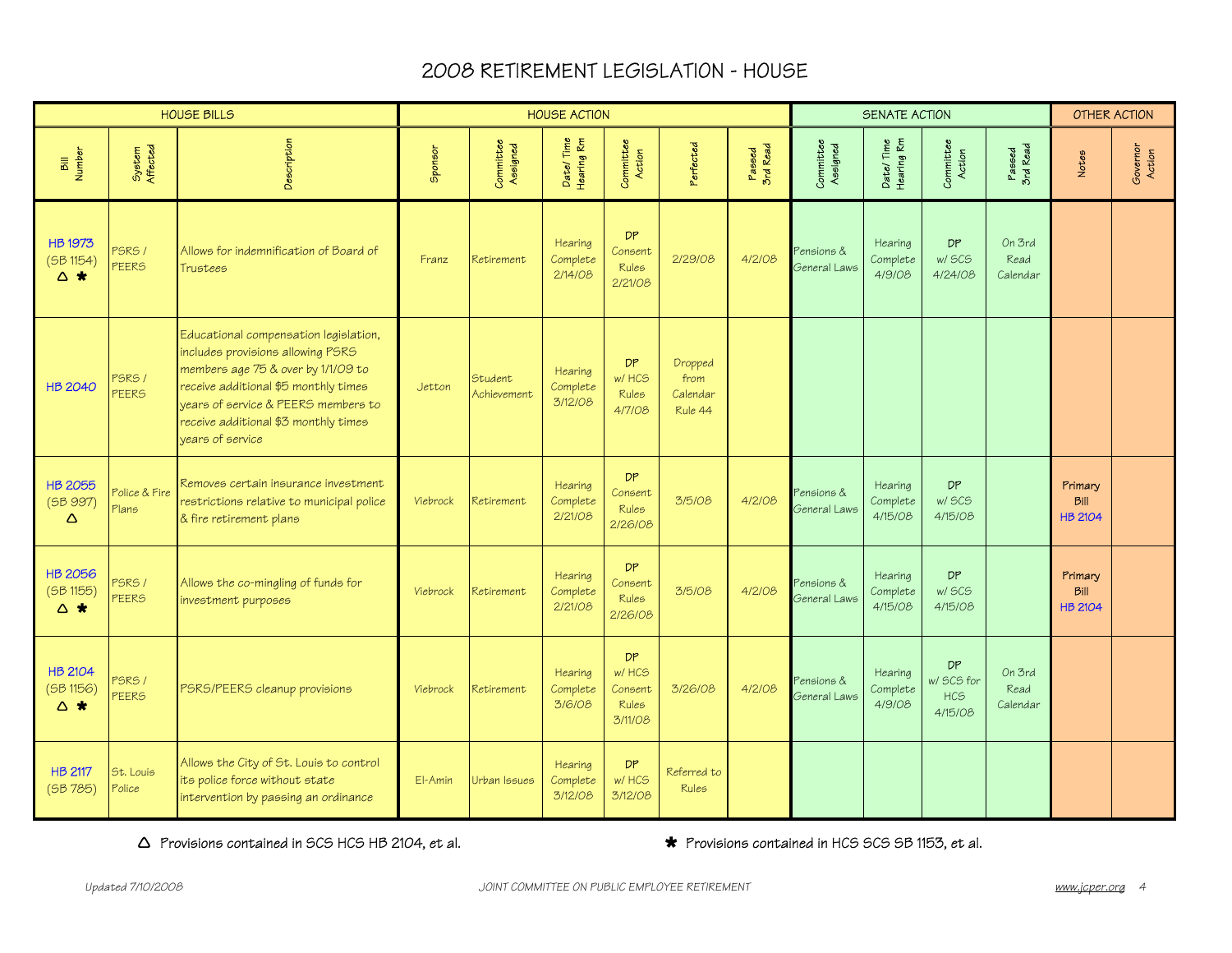# 2008 RETIREMENT LEGISLATION - HOUSE

| HOUSE BILLS | | | HOUSE ACTION | | | | | | SENATE ACTION | | | | OTHER ACTION | |
|---|---|---|---|---|---|---|---|---|---|---|---|---|---|---|
| Bill Number | System Affected | Description | Sponsor | Committee Assigned | Date/ Time Hearing Rm | Committee Action | Perfected | Passed 3rd Read | Committee Assigned | Date/ Time Hearing Rm | Committee Action | Passed 3rd Read | Notes | Governor Action |
| HB 1973 (SB 1154) △ ✱ | PSRS / PEERS | Allows for indemnification of Board of Trustees | Franz | Retirement | Hearing Complete 2/14/08 | DP Consent Rules 2/21/08 | 2/29/08 | 4/2/08 | Pensions & General Laws | Hearing Complete 4/9/08 | DP w/ SCS 4/24/08 | On 3rd Read Calendar | | |
| HB 2040 | PSRS / PEERS | Educational compensation legislation, includes provisions allowing PSRS members age 75 & over by 1/1/09 to receive additional $5 monthly times years of service & PEERS members to receive additional $3 monthly times years of service | Jetton | Student Achievement | Hearing Complete 3/12/08 | DP w/ HCS Rules 4/7/08 | Dropped from Calendar Rule 44 | | | | | | | |
| HB 2055 (SB 997) △ | Police & Fire Plans | Removes certain insurance investment restrictions relative to municipal police & fire retirement plans | Viebrock | Retirement | Hearing Complete 2/21/08 | DP Consent Rules 2/26/08 | 3/5/08 | 4/2/08 | Pensions & General Laws | Hearing Complete 4/15/08 | DP w/ SCS 4/15/08 | | Primary Bill HB 2104 | |
| HB 2056 (SB 1155) △ ✱ | PSRS / PEERS | Allows the co-mingling of funds for investment purposes | Viebrock | Retirement | Hearing Complete 2/21/08 | DP Consent Rules 2/26/08 | 3/5/08 | 4/2/08 | Pensions & General Laws | Hearing Complete 4/15/08 | DP w/ SCS 4/15/08 | | Primary Bill HB 2104 | |
| HB 2104 (SB 1156) △ ✱ | PSRS / PEERS | PSRS/PEERS cleanup provisions | Viebrock | Retirement | Hearing Complete 3/6/08 | DP w/ HCS Consent Rules 3/11/08 | 3/26/08 | 4/2/08 | Pensions & General Laws | Hearing Complete 4/9/08 | DP w/ SCS for HCS 4/15/08 | On 3rd Read Calendar | | |
| HB 2117 (SB 785) | St. Louis Police | Allows the City of St. Louis to control its police force without state intervention by passing an ordinance | El-Amin | Urban Issues | Hearing Complete 3/12/08 | DP w/ HCS 3/12/08 | Referred to Rules | | | | | | | |

△ Provisions contained in SCS HCS HB 2104, et al.

✱ Provisions contained in HCS SCS SB 1153, et al.

Updated 7/10/2008 — JOINT COMMITTEE ON PUBLIC EMPLOYEE RETIREMENT — www.jcper.org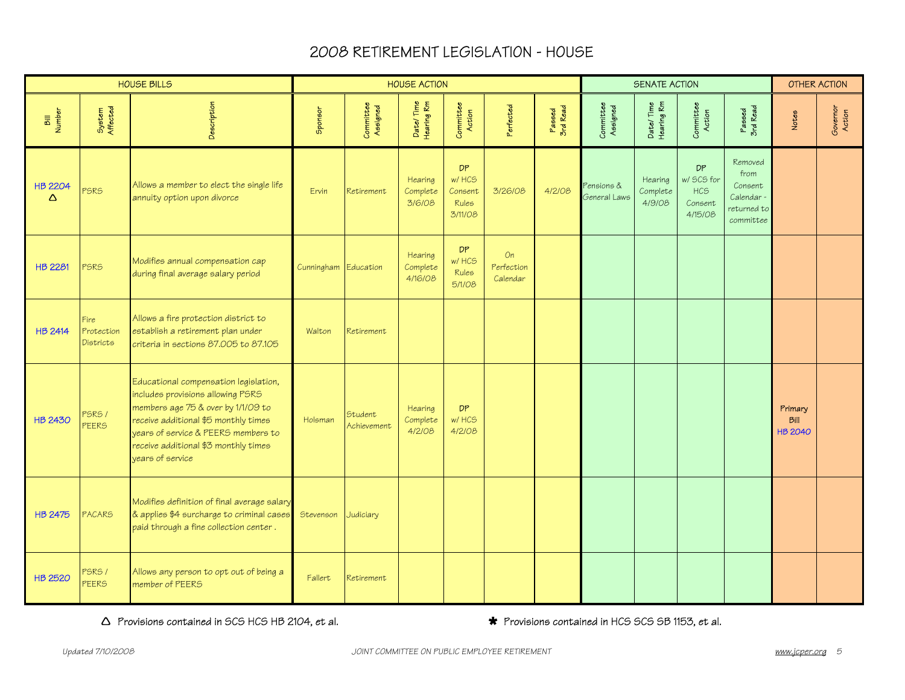# 2008 RETIREMENT LEGISLATION - HOUSE

| HOUSE BILLS | | | HOUSE ACTION | | | | | | SENATE ACTION | | | | OTHER ACTION | |
|---|---|---|---|---|---|---|---|---|---|---|---|---|---|---|
| Bill Number | System Affected | Description | Sponsor | Committee Assigned | Date/ Time Hearing Rm | Committee Action | Perfected | Passed 3rd Read | Committee Assigned | Date/ Time Hearing Rm | Committee Action | Passed 3rd Read | Notes | Governor Action |
| HB 2204 △ | PSRS | Allows a member to elect the single life annuity option upon divorce | Ervin | Retirement | Hearing Complete 3/6/08 | DP w/ HCS Consent Rules 3/11/08 | 3/26/08 | 4/2/08 | Pensions & General Laws | Hearing Complete 4/9/08 | DP w/ SCS for HCS Consent 4/15/08 | Removed from Consent Calendar - returned to committee | | |
| HB 2281 | PSRS | Modifies annual compensation cap during final average salary period | Cunningham | Education | Hearing Complete 4/16/08 | DP w/ HCS Rules 5/1/08 | On Perfection Calendar | | | | | | | |
| HB 2414 | Fire Protection Districts | Allows a fire protection district to establish a retirement plan under criteria in sections 87.005 to 87.105 | Walton | Retirement | | | | | | | | | | |
| HB 2430 | PSRS / PEERS | Educational compensation legislation, includes provisions allowing PSRS members age 75 & over by 1/1/09 to receive additional $5 monthly times years of service & PEERS members to receive additional $3 monthly times years of service | Holsman | Student Achievement | Hearing Complete 4/2/08 | DP w/ HCS 4/2/08 | | | | | | | Primary Bill HB 2040 | |
| HB 2475 | PACARS | Modifies definition of final average salary & applies $4 surcharge to criminal cases paid through a fine collection center . | Stevenson | Judiciary | | | | | | | | | | |
| HB 2520 | PSRS / PEERS | Allows any person to opt out of being a member of PEERS | Fallert | Retirement | | | | | | | | | | |

△ Provisions contained in SCS HCS HB 2104, et al.

✱ Provisions contained in HCS SCS SB 1153, et al.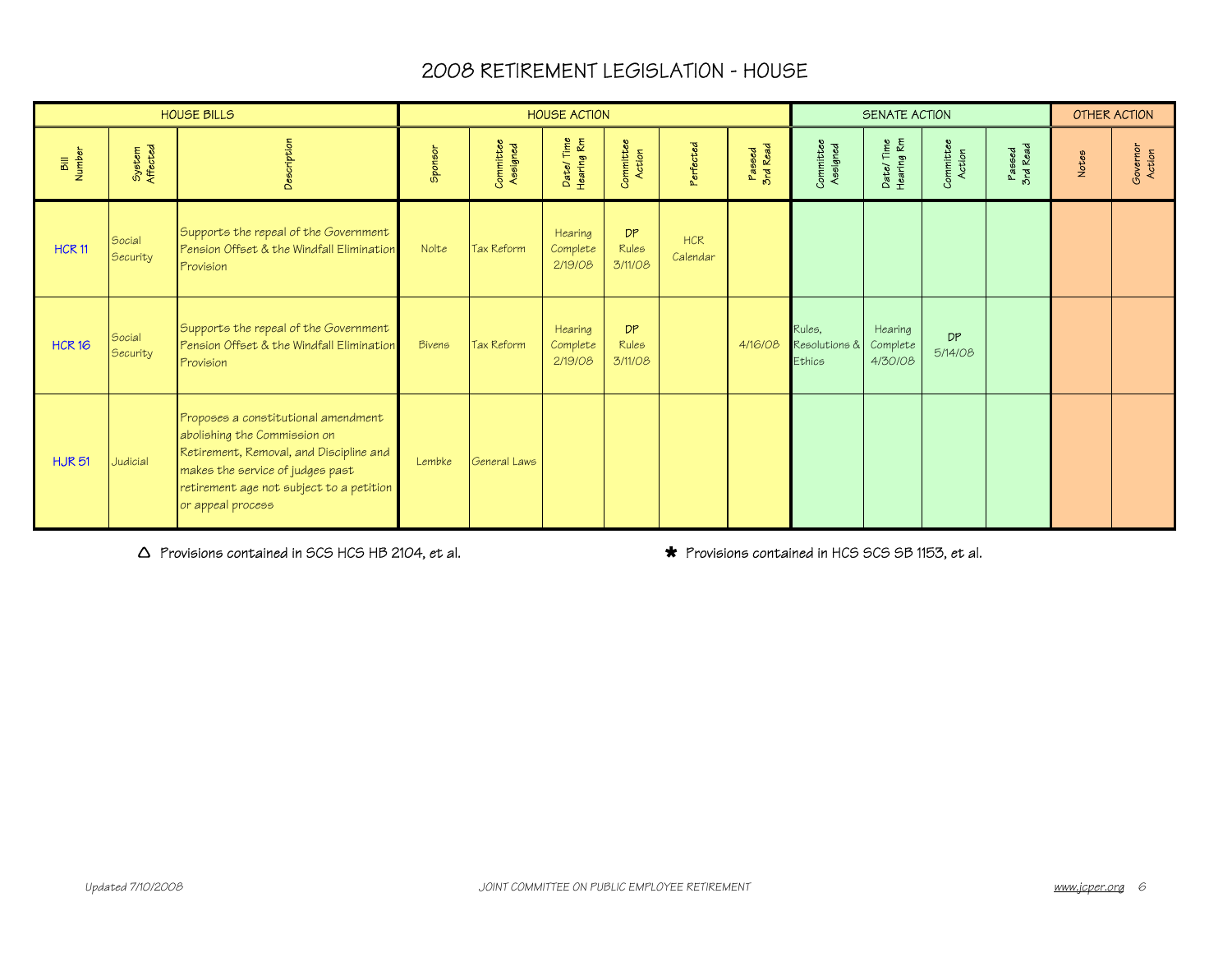# 2008 RETIREMENT LEGISLATION - HOUSE

| HOUSE BILLS | | | HOUSE ACTION | | | | | | SENATE ACTION | | | | OTHER ACTION | |
|---|---|---|---|---|---|---|---|---|---|---|---|---|---|---|
| Bill Number | System Affected | Description | Sponsor | Committee Assigned | Date/ Time Hearing Rm | Committee Action | Perfected | Passed 3rd Read | Committee Assigned | Date/ Time Hearing Rm | Committee Action | Passed 3rd Read | Notes | Governor Action |
| HCR 11 | Social Security | Supports the repeal of the Government Pension Offset & the Windfall Elimination Provision | Nolte | Tax Reform | Hearing Complete 2/19/08 | DP Rules 3/11/08 | HCR Calendar | | | | | | | |
| HCR 16 | Social Security | Supports the repeal of the Government Pension Offset & the Windfall Elimination Provision | Bivens | Tax Reform | Hearing Complete 2/19/08 | DP Rules 3/11/08 | | 4/16/08 | Rules, Resolutions & Ethics | Hearing Complete 4/30/08 | DP 5/14/08 | | | |
| HJR 51 | Judicial | Proposes a constitutional amendment abolishing the Commission on Retirement, Removal, and Discipline and makes the service of judges past retirement age not subject to a petition or appeal process | Lembke | General Laws | | | | | | | | | | |

△ Provisions contained in SCS HCS HB 2104, et al.

✱ Provisions contained in HCS SCS SB 1153, et al.

Updated 7/10/2008 — JOINT COMMITTEE ON PUBLIC EMPLOYEE RETIREMENT — www.jcper.org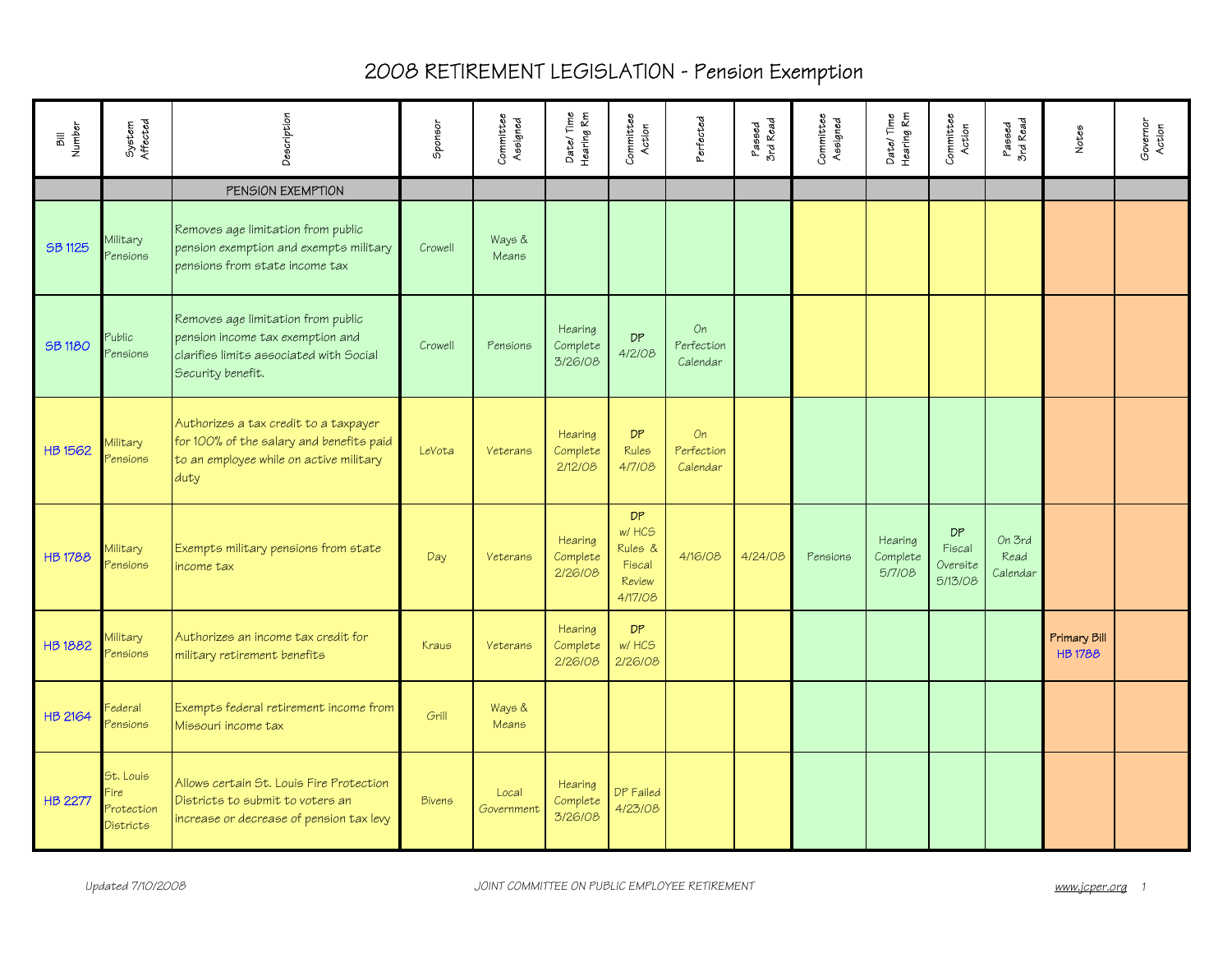# 2008 RETIREMENT LEGISLATION - Pension Exemption

| Bill Number | System Affected | Description | Sponsor | Committee Assigned | Date/ Time Hearing Rm | Committee Action | Perfected | Passed 3rd Read | Committee Assigned | Date/ Time Hearing Rm | Committee Action | Passed 3rd Read | Notes | Governor Action |
|---|---|---|---|---|---|---|---|---|---|---|---|---|---|---|
| | | PENSION EXEMPTION | | | | | | | | | | | | |
| SB 1125 | Military Pensions | Removes age limitation from public pension exemption and exempts military pensions from state income tax | Crowell | Ways & Means | | | | | | | | | | |
| SB 1180 | Public Pensions | Removes age limitation from public pension income tax exemption and clarifies limits associated with Social Security benefit. | Crowell | Pensions | Hearing Complete 3/26/08 | DP 4/2/08 | On Perfection Calendar | | | | | | | |
| HB 1562 | Military Pensions | Authorizes a tax credit to a taxpayer for 100% of the salary and benefits paid to an employee while on active military duty | LeVota | Veterans | Hearing Complete 2/12/08 | DP Rules 4/7/08 | On Perfection Calendar | | | | | | | |
| HB 1788 | Military Pensions | Exempts military pensions from state income tax | Day | Veterans | Hearing Complete 2/26/08 | DP w/ HCS Rules & Fiscal Review 4/17/08 | 4/16/08 | 4/24/08 | Pensions | Hearing Complete 5/7/08 | DP Fiscal Oversite 5/13/08 | On 3rd Read Calendar | | |
| HB 1882 | Military Pensions | Authorizes an income tax credit for military retirement benefits | Kraus | Veterans | Hearing Complete 2/26/08 | DP w/ HCS 2/26/08 | | | | | | | **Primary Bill** HB 1788 | |
| HB 2164 | Federal Pensions | Exempts federal retirement income from Missouri income tax | Grill | Ways & Means | | | | | | | | | | |
| HB 2277 | St. Louis Fire Protection Districts | Allows certain St. Louis Fire Protection Districts to submit to voters an increase or decrease of pension tax levy | Bivens | Local Government | Hearing Complete 3/26/08 | DP Failed 4/23/08 | | | | | | | | |

Updated 7/10/2008 JOINT COMMITTEE ON PUBLIC EMPLOYEE RETIREMENT www.jcper.org